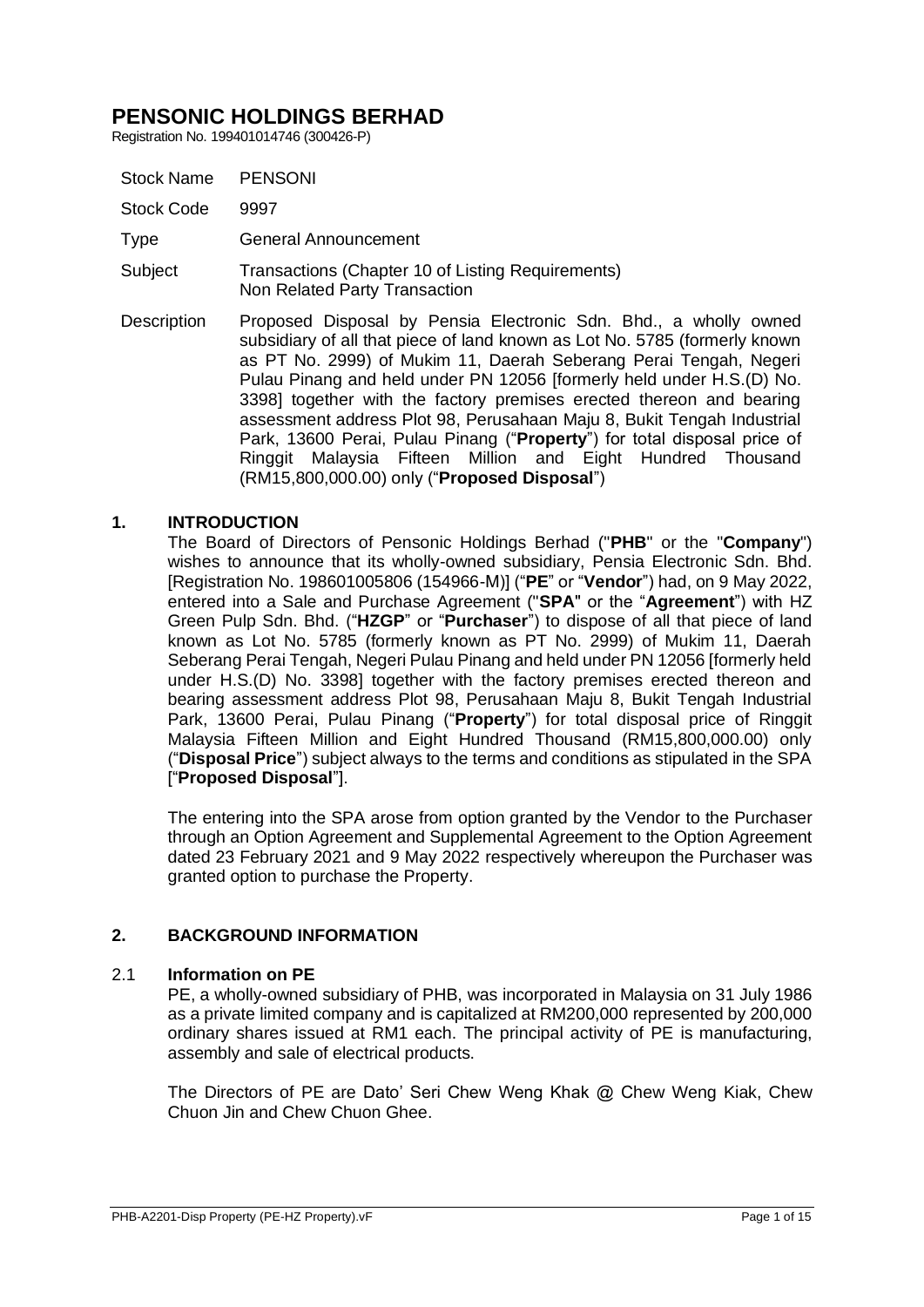# PENSONIC HOLDINGS BERHAD

Registration No. 199401014746 (300426-P)

| | |
|---|---|
| Stock Name | PENSONI |
| Stock Code | 9997 |
| Type | General Announcement |
| Subject | Transactions (Chapter 10 of Listing Requirements) Non Related Party Transaction |
| Description | Proposed Disposal by Pensia Electronic Sdn. Bhd., a wholly owned subsidiary of all that piece of land known as Lot No. 5785 (formerly known as PT No. 2999) of Mukim 11, Daerah Seberang Perai Tengah, Negeri Pulau Pinang and held under PN 12056 [formerly held under H.S.(D) No. 3398] together with the factory premises erected thereon and bearing assessment address Plot 98, Perusahaan Maju 8, Bukit Tengah Industrial Park, 13600 Perai, Pulau Pinang ("**Property**") for total disposal price of Ringgit Malaysia Fifteen Million and Eight Hundred Thousand (RM15,800,000.00) only ("**Proposed Disposal**") |

## 1. INTRODUCTION

The Board of Directors of Pensonic Holdings Berhad ("**PHB**" or the "**Company**") wishes to announce that its wholly-owned subsidiary, Pensia Electronic Sdn. Bhd. [Registration No. 198601005806 (154966-M)] ("**PE**" or "**Vendor**") had, on 9 May 2022, entered into a Sale and Purchase Agreement ("**SPA**" or the "**Agreement**") with HZ Green Pulp Sdn. Bhd. ("**HZGP**" or "**Purchaser**") to dispose of all that piece of land known as Lot No. 5785 (formerly known as PT No. 2999) of Mukim 11, Daerah Seberang Perai Tengah, Negeri Pulau Pinang and held under PN 12056 [formerly held under H.S.(D) No. 3398] together with the factory premises erected thereon and bearing assessment address Plot 98, Perusahaan Maju 8, Bukit Tengah Industrial Park, 13600 Perai, Pulau Pinang ("**Property**") for total disposal price of Ringgit Malaysia Fifteen Million and Eight Hundred Thousand (RM15,800,000.00) only ("**Disposal Price**") subject always to the terms and conditions as stipulated in the SPA ["**Proposed Disposal**"].

The entering into the SPA arose from option granted by the Vendor to the Purchaser through an Option Agreement and Supplemental Agreement to the Option Agreement dated 23 February 2021 and 9 May 2022 respectively whereupon the Purchaser was granted option to purchase the Property.

## 2. BACKGROUND INFORMATION

### 2.1 Information on PE

PE, a wholly-owned subsidiary of PHB, was incorporated in Malaysia on 31 July 1986 as a private limited company and is capitalized at RM200,000 represented by 200,000 ordinary shares issued at RM1 each. The principal activity of PE is manufacturing, assembly and sale of electrical products.

The Directors of PE are Dato' Seri Chew Weng Khak @ Chew Weng Kiak, Chew Chuon Jin and Chew Chuon Ghee.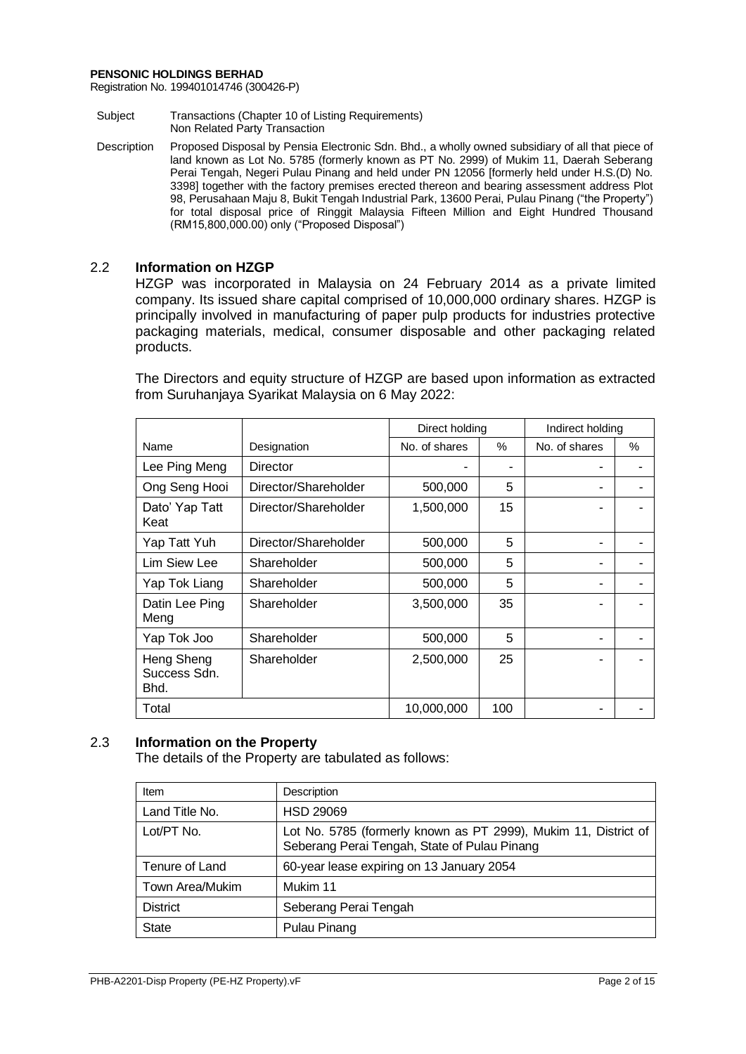**PENSONIC HOLDINGS BERHAD**
Registration No. 199401014746 (300426-P)

| | |
|---|---|
| Subject | Transactions (Chapter 10 of Listing Requirements)<br>Non Related Party Transaction |
| Description | Proposed Disposal by Pensia Electronic Sdn. Bhd., a wholly owned subsidiary of all that piece of land known as Lot No. 5785 (formerly known as PT No. 2999) of Mukim 11, Daerah Seberang Perai Tengah, Negeri Pulau Pinang and held under PN 12056 [formerly held under H.S.(D) No. 3398] together with the factory premises erected thereon and bearing assessment address Plot 98, Perusahaan Maju 8, Bukit Tengah Industrial Park, 13600 Perai, Pulau Pinang ("the Property") for total disposal price of Ringgit Malaysia Fifteen Million and Eight Hundred Thousand (RM15,800,000.00) only ("Proposed Disposal") |

## 2.2 Information on HZGP

HZGP was incorporated in Malaysia on 24 February 2014 as a private limited company. Its issued share capital comprised of 10,000,000 ordinary shares. HZGP is principally involved in manufacturing of paper pulp products for industries protective packaging materials, medical, consumer disposable and other packaging related products.

The Directors and equity structure of HZGP are based upon information as extracted from Suruhanjaya Syarikat Malaysia on 6 May 2022:

| | | Direct holding | | Indirect holding | |
|---|---|---|---|---|---|
| Name | Designation | No. of shares | % | No. of shares | % |
| Lee Ping Meng | Director | - | - | - | - |
| Ong Seng Hooi | Director/Shareholder | 500,000 | 5 | - | - |
| Dato' Yap Tatt Keat | Director/Shareholder | 1,500,000 | 15 | - | - |
| Yap Tatt Yuh | Director/Shareholder | 500,000 | 5 | - | - |
| Lim Siew Lee | Shareholder | 500,000 | 5 | - | - |
| Yap Tok Liang | Shareholder | 500,000 | 5 | - | - |
| Datin Lee Ping Meng | Shareholder | 3,500,000 | 35 | - | - |
| Yap Tok Joo | Shareholder | 500,000 | 5 | - | - |
| Heng Sheng Success Sdn. Bhd. | Shareholder | 2,500,000 | 25 | - | - |
| Total | | 10,000,000 | 100 | - | - |

## 2.3 Information on the Property

The details of the Property are tabulated as follows:

| Item | Description |
|---|---|
| Land Title No. | HSD 29069 |
| Lot/PT No. | Lot No. 5785 (formerly known as PT 2999), Mukim 11, District of Seberang Perai Tengah, State of Pulau Pinang |
| Tenure of Land | 60-year lease expiring on 13 January 2054 |
| Town Area/Mukim | Mukim 11 |
| District | Seberang Perai Tengah |
| State | Pulau Pinang |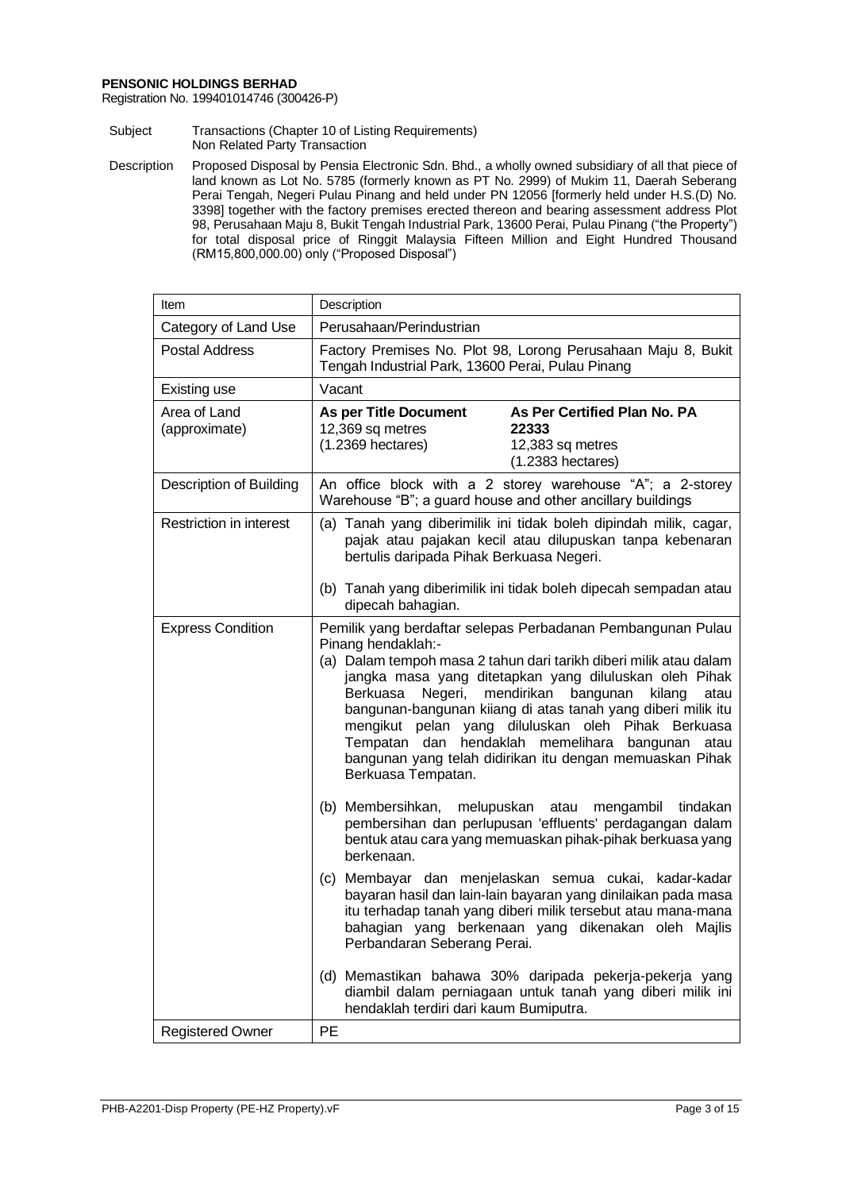**PENSONIC HOLDINGS BERHAD**
Registration No. 199401014746 (300426-P)

| | |
|---|---|
| Subject | Transactions (Chapter 10 of Listing Requirements)<br>Non Related Party Transaction |
| Description | Proposed Disposal by Pensia Electronic Sdn. Bhd., a wholly owned subsidiary of all that piece of land known as Lot No. 5785 (formerly known as PT No. 2999) of Mukim 11, Daerah Seberang Perai Tengah, Negeri Pulau Pinang and held under PN 12056 [formerly held under H.S.(D) No. 3398] together with the factory premises erected thereon and bearing assessment address Plot 98, Perusahaan Maju 8, Bukit Tengah Industrial Park, 13600 Perai, Pulau Pinang ("the Property") for total disposal price of Ringgit Malaysia Fifteen Million and Eight Hundred Thousand (RM15,800,000.00) only ("Proposed Disposal") |

| Item | Description |
|---|---|
| Category of Land Use | Perusahaan/Perindustrian |
| Postal Address | Factory Premises No. Plot 98, Lorong Perusahaan Maju 8, Bukit Tengah Industrial Park, 13600 Perai, Pulau Pinang |
| Existing use | Vacant |
| Area of Land (approximate) | **As per Title Document**<br>12,369 sq metres<br>(1.2369 hectares)<br><br>**As Per Certified Plan No. PA 22333**<br>12,383 sq metres<br>(1.2383 hectares) |
| Description of Building | An office block with a 2 storey warehouse "A"; a 2-storey Warehouse "B"; a guard house and other ancillary buildings |
| Restriction in interest | (a) Tanah yang diberimilik ini tidak boleh dipindah milik, cagar, pajak atau pajakan kecil atau dilupuskan tanpa kebenaran bertulis daripada Pihak Berkuasa Negeri.<br><br>(b) Tanah yang diberimilik ini tidak boleh dipecah sempadan atau dipecah bahagian. |
| Express Condition | Pemilik yang berdaftar selepas Perbadanan Pembangunan Pulau Pinang hendaklah:-<br>(a) Dalam tempoh masa 2 tahun dari tarikh diberi milik atau dalam jangka masa yang ditetapkan yang diluluskan oleh Pihak Berkuasa Negeri, mendirikan bangunan kilang atau bangunan-bangunan kiiang di atas tanah yang diberi milik itu mengikut pelan yang diluluskan oleh Pihak Berkuasa Tempatan dan hendaklah memelihara bangunan atau bangunan yang telah didirikan itu dengan memuaskan Pihak Berkuasa Tempatan.<br><br>(b) Membersihkan, melupuskan atau mengambil tindakan pembersihan dan perlupusan 'effluents' perdagangan dalam bentuk atau cara yang memuaskan pihak-pihak berkuasa yang berkenaan.<br><br>(c) Membayar dan menjelaskan semua cukai, kadar-kadar bayaran hasil dan lain-lain bayaran yang dinilaikan pada masa itu terhadap tanah yang diberi milik tersebut atau mana-mana bahagian yang berkenaan yang dikenakan oleh Majlis Perbandaran Seberang Perai.<br><br>(d) Memastikan bahawa 30% daripada pekerja-pekerja yang diambil dalam perniagaan untuk tanah yang diberi milik ini hendaklah terdiri dari kaum Bumiputra. |
| Registered Owner | PE |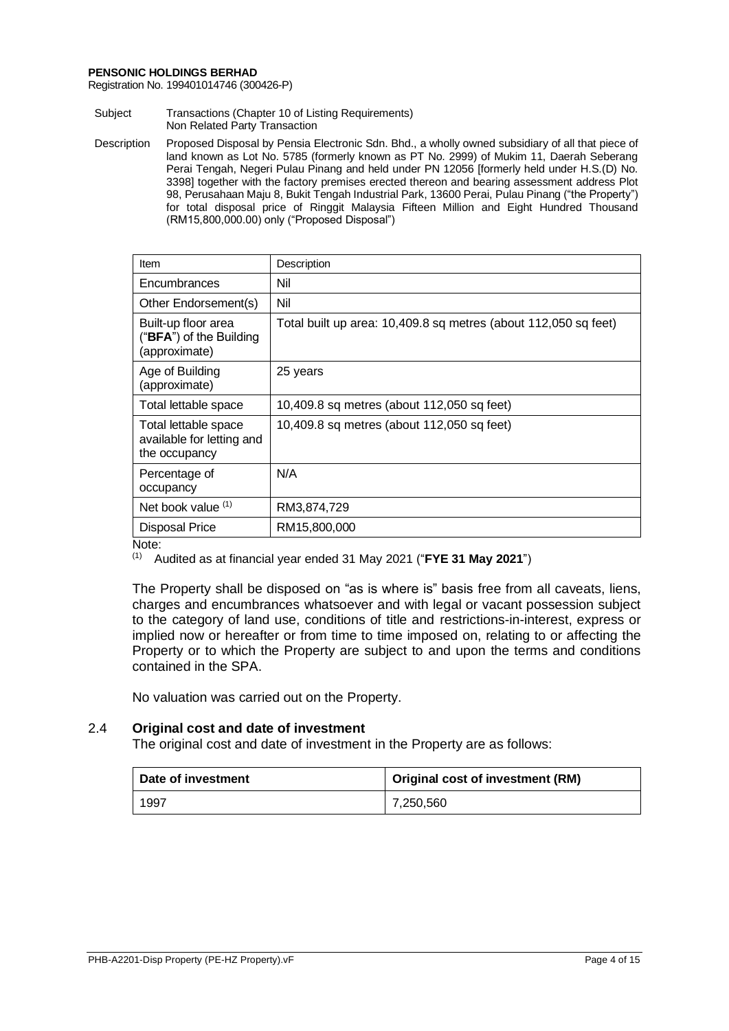**PENSONIC HOLDINGS BERHAD**
Registration No. 199401014746 (300426-P)

Subject: Transactions (Chapter 10 of Listing Requirements) Non Related Party Transaction

Description: Proposed Disposal by Pensia Electronic Sdn. Bhd., a wholly owned subsidiary of all that piece of land known as Lot No. 5785 (formerly known as PT No. 2999) of Mukim 11, Daerah Seberang Perai Tengah, Negeri Pulau Pinang and held under PN 12056 [formerly held under H.S.(D) No. 3398] together with the factory premises erected thereon and bearing assessment address Plot 98, Perusahaan Maju 8, Bukit Tengah Industrial Park, 13600 Perai, Pulau Pinang ("the Property") for total disposal price of Ringgit Malaysia Fifteen Million and Eight Hundred Thousand (RM15,800,000.00) only ("Proposed Disposal")

| Item | Description |
|---|---|
| Encumbrances | Nil |
| Other Endorsement(s) | Nil |
| Built-up floor area ("**BFA**") of the Building (approximate) | Total built up area: 10,409.8 sq metres (about 112,050 sq feet) |
| Age of Building (approximate) | 25 years |
| Total lettable space | 10,409.8 sq metres (about 112,050 sq feet) |
| Total lettable space available for letting and the occupancy | 10,409.8 sq metres (about 112,050 sq feet) |
| Percentage of occupancy | N/A |
| Net book value [(1)] | RM3,874,729 |
| Disposal Price | RM15,800,000 |

Note:
(1) Audited as at financial year ended 31 May 2021 ("**FYE 31 May 2021**")

The Property shall be disposed on "as is where is" basis free from all caveats, liens, charges and encumbrances whatsoever and with legal or vacant possession subject to the category of land use, conditions of title and restrictions-in-interest, express or implied now or hereafter or from time to time imposed on, relating to or affecting the Property or to which the Property are subject to and upon the terms and conditions contained in the SPA.

No valuation was carried out on the Property.

### 2.4 Original cost and date of investment

The original cost and date of investment in the Property are as follows:

| Date of investment | Original cost of investment (RM) |
|---|---|
| 1997 | 7,250,560 |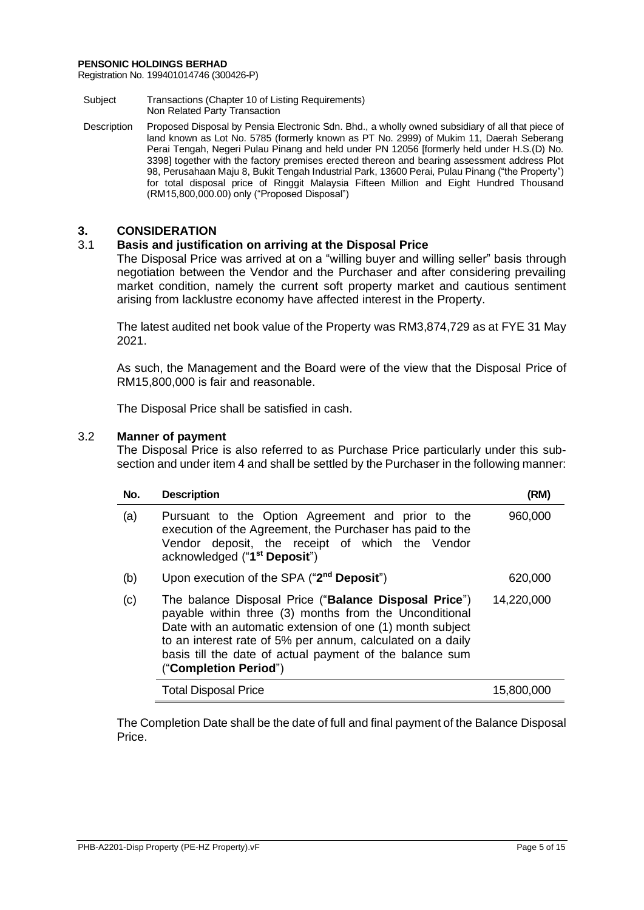**PENSONIC HOLDINGS BERHAD**
Registration No. 199401014746 (300426-P)

| | |
|---|---|
| Subject | Transactions (Chapter 10 of Listing Requirements)<br>Non Related Party Transaction |
| Description | Proposed Disposal by Pensia Electronic Sdn. Bhd., a wholly owned subsidiary of all that piece of land known as Lot No. 5785 (formerly known as PT No. 2999) of Mukim 11, Daerah Seberang Perai Tengah, Negeri Pulau Pinang and held under PN 12056 [formerly held under H.S.(D) No. 3398] together with the factory premises erected thereon and bearing assessment address Plot 98, Perusahaan Maju 8, Bukit Tengah Industrial Park, 13600 Perai, Pulau Pinang ("the Property") for total disposal price of Ringgit Malaysia Fifteen Million and Eight Hundred Thousand (RM15,800,000.00) only ("Proposed Disposal") |

## 3. CONSIDERATION

### 3.1 Basis and justification on arriving at the Disposal Price

The Disposal Price was arrived at on a "willing buyer and willing seller" basis through negotiation between the Vendor and the Purchaser and after considering prevailing market condition, namely the current soft property market and cautious sentiment arising from lacklustre economy have affected interest in the Property.

The latest audited net book value of the Property was RM3,874,729 as at FYE 31 May 2021.

As such, the Management and the Board were of the view that the Disposal Price of RM15,800,000 is fair and reasonable.

The Disposal Price shall be satisfied in cash.

### 3.2 Manner of payment

The Disposal Price is also referred to as Purchase Price particularly under this sub-section and under item 4 and shall be settled by the Purchaser in the following manner:

| No. | Description | (RM) |
|---|---|---|
| (a) | Pursuant to the Option Agreement and prior to the execution of the Agreement, the Purchaser has paid to the Vendor deposit, the receipt of which the Vendor acknowledged ("**1st Deposit**") | 960,000 |
| (b) | Upon execution of the SPA ("**2nd Deposit**") | 620,000 |
| (c) | The balance Disposal Price ("**Balance Disposal Price**") payable within three (3) months from the Unconditional Date with an automatic extension of one (1) month subject to an interest rate of 5% per annum, calculated on a daily basis till the date of actual payment of the balance sum ("**Completion Period**") | 14,220,000 |
| | Total Disposal Price | 15,800,000 |

The Completion Date shall be the date of full and final payment of the Balance Disposal Price.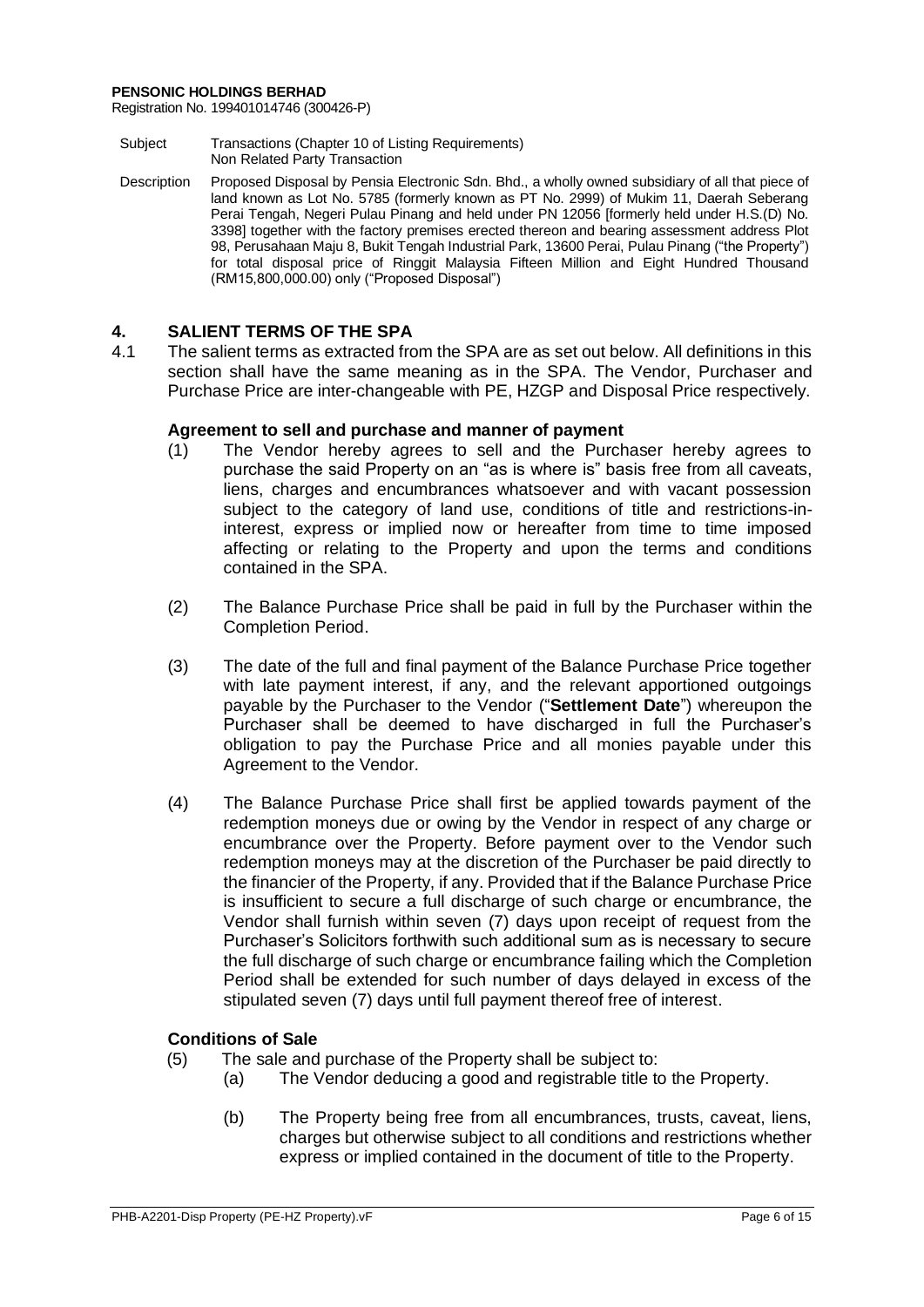**PENSONIC HOLDINGS BERHAD**
Registration No. 199401014746 (300426-P)

| | |
|---|---|
| Subject | Transactions (Chapter 10 of Listing Requirements) Non Related Party Transaction |
| Description | Proposed Disposal by Pensia Electronic Sdn. Bhd., a wholly owned subsidiary of all that piece of land known as Lot No. 5785 (formerly known as PT No. 2999) of Mukim 11, Daerah Seberang Perai Tengah, Negeri Pulau Pinang and held under PN 12056 [formerly held under H.S.(D) No. 3398] together with the factory premises erected thereon and bearing assessment address Plot 98, Perusahaan Maju 8, Bukit Tengah Industrial Park, 13600 Perai, Pulau Pinang ("the Property") for total disposal price of Ringgit Malaysia Fifteen Million and Eight Hundred Thousand (RM15,800,000.00) only ("Proposed Disposal") |

## 4. SALIENT TERMS OF THE SPA

4.1 The salient terms as extracted from the SPA are as set out below. All definitions in this section shall have the same meaning as in the SPA. The Vendor, Purchaser and Purchase Price are inter-changeable with PE, HZGP and Disposal Price respectively.

**Agreement to sell and purchase and manner of payment**

(1) The Vendor hereby agrees to sell and the Purchaser hereby agrees to purchase the said Property on an "as is where is" basis free from all caveats, liens, charges and encumbrances whatsoever and with vacant possession subject to the category of land use, conditions of title and restrictions-in-interest, express or implied now or hereafter from time to time imposed affecting or relating to the Property and upon the terms and conditions contained in the SPA.

(2) The Balance Purchase Price shall be paid in full by the Purchaser within the Completion Period.

(3) The date of the full and final payment of the Balance Purchase Price together with late payment interest, if any, and the relevant apportioned outgoings payable by the Purchaser to the Vendor ("**Settlement Date**") whereupon the Purchaser shall be deemed to have discharged in full the Purchaser's obligation to pay the Purchase Price and all monies payable under this Agreement to the Vendor.

(4) The Balance Purchase Price shall first be applied towards payment of the redemption moneys due or owing by the Vendor in respect of any charge or encumbrance over the Property. Before payment over to the Vendor such redemption moneys may at the discretion of the Purchaser be paid directly to the financier of the Property, if any. Provided that if the Balance Purchase Price is insufficient to secure a full discharge of such charge or encumbrance, the Vendor shall furnish within seven (7) days upon receipt of request from the Purchaser's Solicitors forthwith such additional sum as is necessary to secure the full discharge of such charge or encumbrance failing which the Completion Period shall be extended for such number of days delayed in excess of the stipulated seven (7) days until full payment thereof free of interest.

**Conditions of Sale**

(5) The sale and purchase of the Property shall be subject to:

(a) The Vendor deducing a good and registrable title to the Property.

(b) The Property being free from all encumbrances, trusts, caveat, liens, charges but otherwise subject to all conditions and restrictions whether express or implied contained in the document of title to the Property.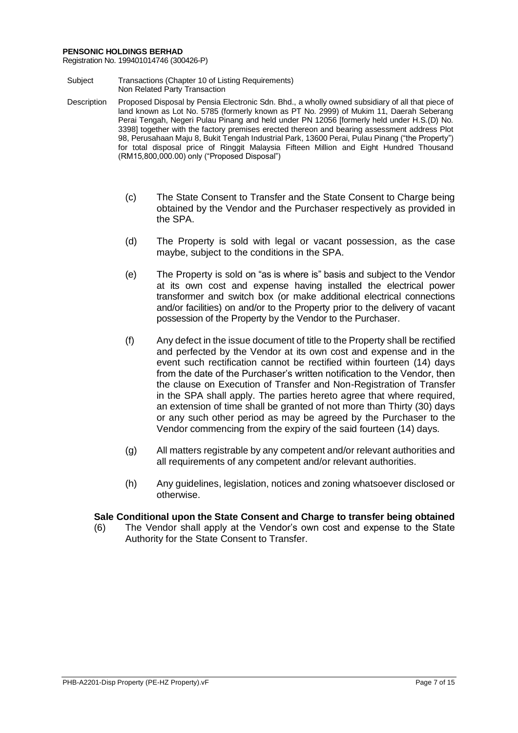**PENSONIC HOLDINGS BERHAD**
Registration No. 199401014746 (300426-P)

| | |
|---|---|
| Subject | Transactions (Chapter 10 of Listing Requirements)<br>Non Related Party Transaction |
| Description | Proposed Disposal by Pensia Electronic Sdn. Bhd., a wholly owned subsidiary of all that piece of land known as Lot No. 5785 (formerly known as PT No. 2999) of Mukim 11, Daerah Seberang Perai Tengah, Negeri Pulau Pinang and held under PN 12056 [formerly held under H.S.(D) No. 3398] together with the factory premises erected thereon and bearing assessment address Plot 98, Perusahaan Maju 8, Bukit Tengah Industrial Park, 13600 Perai, Pulau Pinang ("the Property") for total disposal price of Ringgit Malaysia Fifteen Million and Eight Hundred Thousand (RM15,800,000.00) only ("Proposed Disposal") |

(c) The State Consent to Transfer and the State Consent to Charge being obtained by the Vendor and the Purchaser respectively as provided in the SPA.

(d) The Property is sold with legal or vacant possession, as the case maybe, subject to the conditions in the SPA.

(e) The Property is sold on "as is where is" basis and subject to the Vendor at its own cost and expense having installed the electrical power transformer and switch box (or make additional electrical connections and/or facilities) on and/or to the Property prior to the delivery of vacant possession of the Property by the Vendor to the Purchaser.

(f) Any defect in the issue document of title to the Property shall be rectified and perfected by the Vendor at its own cost and expense and in the event such rectification cannot be rectified within fourteen (14) days from the date of the Purchaser's written notification to the Vendor, then the clause on Execution of Transfer and Non-Registration of Transfer in the SPA shall apply. The parties hereto agree that where required, an extension of time shall be granted of not more than Thirty (30) days or any such other period as may be agreed by the Purchaser to the Vendor commencing from the expiry of the said fourteen (14) days.

(g) All matters registrable by any competent and/or relevant authorities and all requirements of any competent and/or relevant authorities.

(h) Any guidelines, legislation, notices and zoning whatsoever disclosed or otherwise.

**Sale Conditional upon the State Consent and Charge to transfer being obtained**

(6) The Vendor shall apply at the Vendor's own cost and expense to the State Authority for the State Consent to Transfer.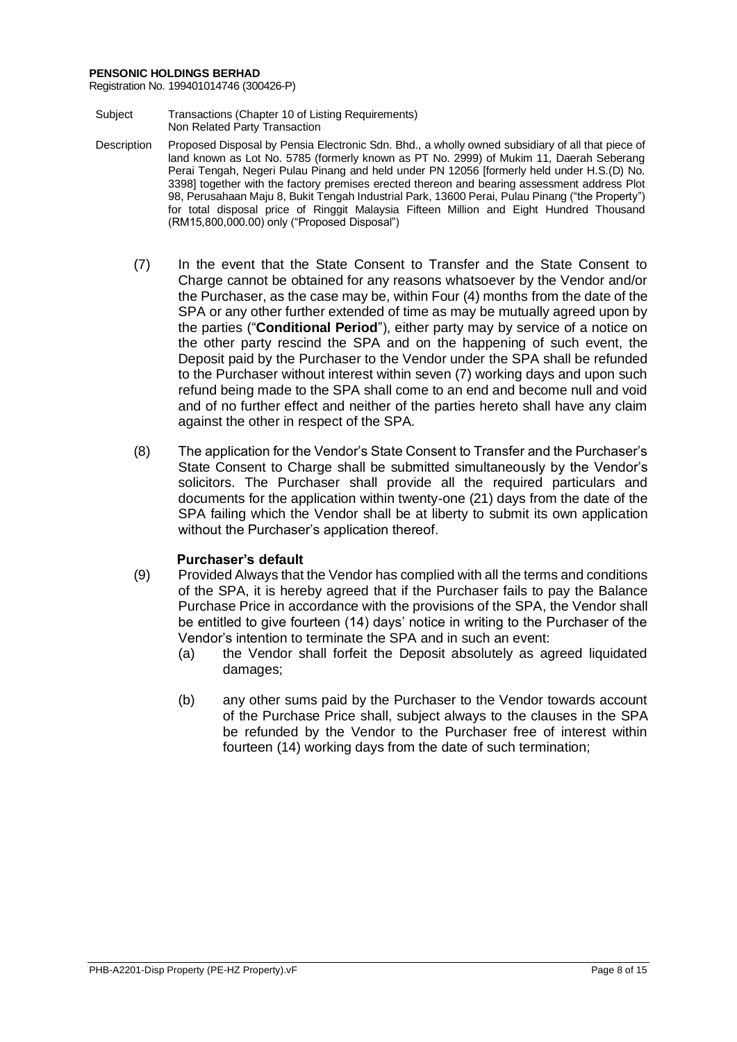**PENSONIC HOLDINGS BERHAD**
Registration No. 199401014746 (300426-P)

| | |
|---|---|
| Subject | Transactions (Chapter 10 of Listing Requirements)<br>Non Related Party Transaction |
| Description | Proposed Disposal by Pensia Electronic Sdn. Bhd., a wholly owned subsidiary of all that piece of land known as Lot No. 5785 (formerly known as PT No. 2999) of Mukim 11, Daerah Seberang Perai Tengah, Negeri Pulau Pinang and held under PN 12056 [formerly held under H.S.(D) No. 3398] together with the factory premises erected thereon and bearing assessment address Plot 98, Perusahaan Maju 8, Bukit Tengah Industrial Park, 13600 Perai, Pulau Pinang ("the Property") for total disposal price of Ringgit Malaysia Fifteen Million and Eight Hundred Thousand (RM15,800,000.00) only ("Proposed Disposal") |

(7) In the event that the State Consent to Transfer and the State Consent to Charge cannot be obtained for any reasons whatsoever by the Vendor and/or the Purchaser, as the case may be, within Four (4) months from the date of the SPA or any other further extended of time as may be mutually agreed upon by the parties ("**Conditional Period**"), either party may by service of a notice on the other party rescind the SPA and on the happening of such event, the Deposit paid by the Purchaser to the Vendor under the SPA shall be refunded to the Purchaser without interest within seven (7) working days and upon such refund being made to the SPA shall come to an end and become null and void and of no further effect and neither of the parties hereto shall have any claim against the other in respect of the SPA.

(8) The application for the Vendor's State Consent to Transfer and the Purchaser's State Consent to Charge shall be submitted simultaneously by the Vendor's solicitors. The Purchaser shall provide all the required particulars and documents for the application within twenty-one (21) days from the date of the SPA failing which the Vendor shall be at liberty to submit its own application without the Purchaser's application thereof.

**Purchaser's default**

(9) Provided Always that the Vendor has complied with all the terms and conditions of the SPA, it is hereby agreed that if the Purchaser fails to pay the Balance Purchase Price in accordance with the provisions of the SPA, the Vendor shall be entitled to give fourteen (14) days' notice in writing to the Purchaser of the Vendor's intention to terminate the SPA and in such an event:

   (a) the Vendor shall forfeit the Deposit absolutely as agreed liquidated damages;

   (b) any other sums paid by the Purchaser to the Vendor towards account of the Purchase Price shall, subject always to the clauses in the SPA be refunded by the Vendor to the Purchaser free of interest within fourteen (14) working days from the date of such termination;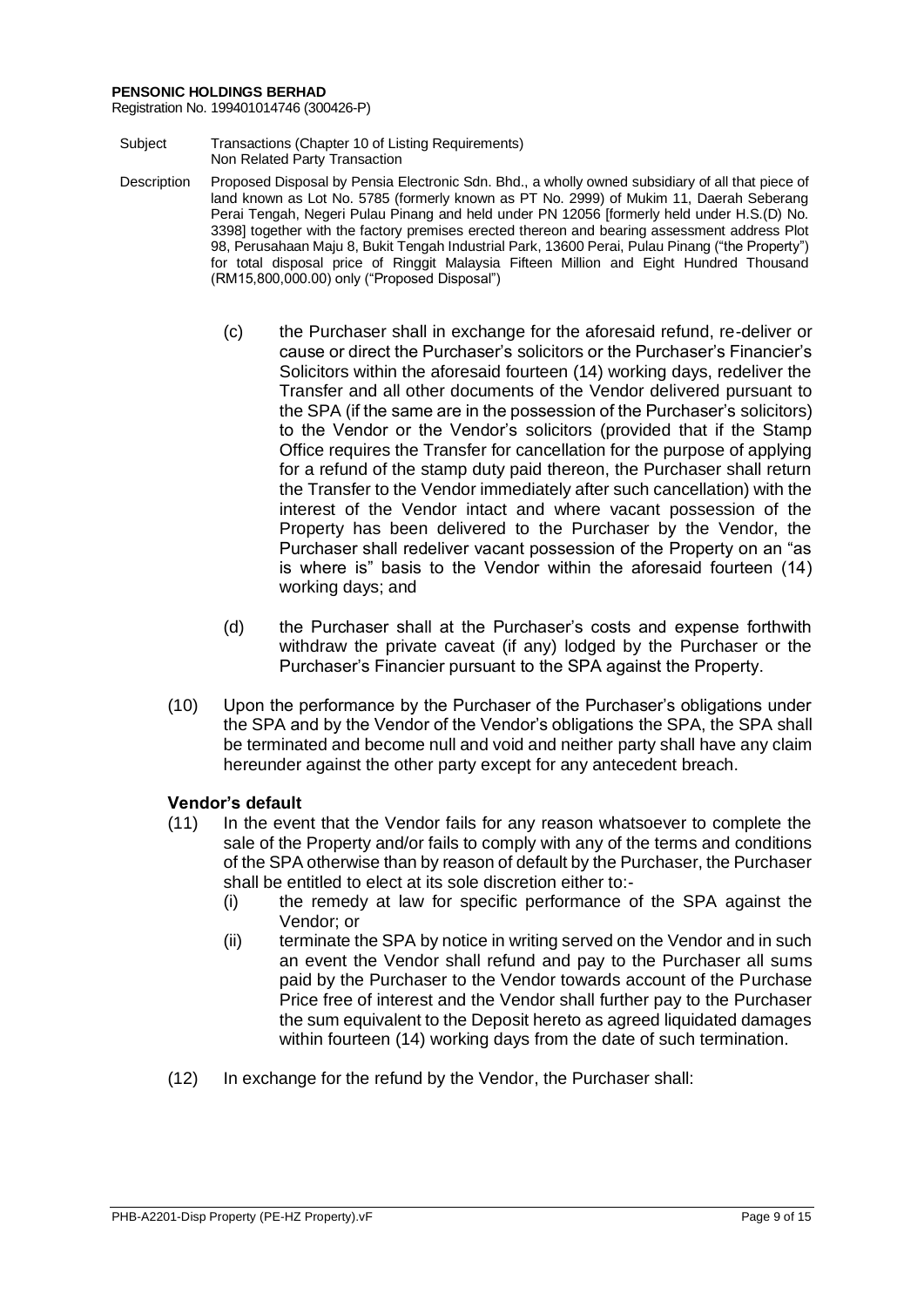**PENSONIC HOLDINGS BERHAD**
Registration No. 199401014746 (300426-P)

| | |
|---|---|
| Subject | Transactions (Chapter 10 of Listing Requirements) Non Related Party Transaction |
| Description | Proposed Disposal by Pensia Electronic Sdn. Bhd., a wholly owned subsidiary of all that piece of land known as Lot No. 5785 (formerly known as PT No. 2999) of Mukim 11, Daerah Seberang Perai Tengah, Negeri Pulau Pinang and held under PN 12056 [formerly held under H.S.(D) No. 3398] together with the factory premises erected thereon and bearing assessment address Plot 98, Perusahaan Maju 8, Bukit Tengah Industrial Park, 13600 Perai, Pulau Pinang ("the Property") for total disposal price of Ringgit Malaysia Fifteen Million and Eight Hundred Thousand (RM15,800,000.00) only ("Proposed Disposal") |

(c) the Purchaser shall in exchange for the aforesaid refund, re-deliver or cause or direct the Purchaser's solicitors or the Purchaser's Financier's Solicitors within the aforesaid fourteen (14) working days, redeliver the Transfer and all other documents of the Vendor delivered pursuant to the SPA (if the same are in the possession of the Purchaser's solicitors) to the Vendor or the Vendor's solicitors (provided that if the Stamp Office requires the Transfer for cancellation for the purpose of applying for a refund of the stamp duty paid thereon, the Purchaser shall return the Transfer to the Vendor immediately after such cancellation) with the interest of the Vendor intact and where vacant possession of the Property has been delivered to the Purchaser by the Vendor, the Purchaser shall redeliver vacant possession of the Property on an "as is where is" basis to the Vendor within the aforesaid fourteen (14) working days; and

(d) the Purchaser shall at the Purchaser's costs and expense forthwith withdraw the private caveat (if any) lodged by the Purchaser or the Purchaser's Financier pursuant to the SPA against the Property.

(10) Upon the performance by the Purchaser of the Purchaser's obligations under the SPA and by the Vendor of the Vendor's obligations the SPA, the SPA shall be terminated and become null and void and neither party shall have any claim hereunder against the other party except for any antecedent breach.

**Vendor's default**

(11) In the event that the Vendor fails for any reason whatsoever to complete the sale of the Property and/or fails to comply with any of the terms and conditions of the SPA otherwise than by reason of default by the Purchaser, the Purchaser shall be entitled to elect at its sole discretion either to:-

(i) the remedy at law for specific performance of the SPA against the Vendor; or

(ii) terminate the SPA by notice in writing served on the Vendor and in such an event the Vendor shall refund and pay to the Purchaser all sums paid by the Purchaser to the Vendor towards account of the Purchase Price free of interest and the Vendor shall further pay to the Purchaser the sum equivalent to the Deposit hereto as agreed liquidated damages within fourteen (14) working days from the date of such termination.

(12) In exchange for the refund by the Vendor, the Purchaser shall: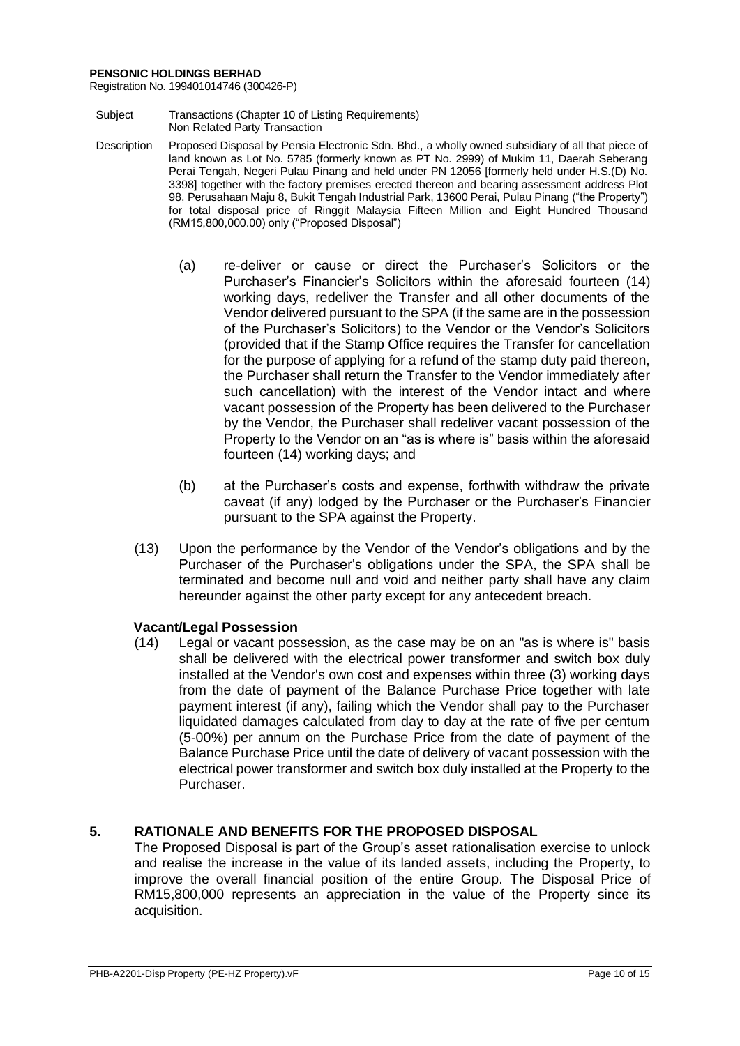(a) re-deliver or cause or direct the Purchaser's Solicitors or the Purchaser's Financier's Solicitors within the aforesaid fourteen (14) working days, redeliver the Transfer and all other documents of the Vendor delivered pursuant to the SPA (if the same are in the possession of the Purchaser's Solicitors) to the Vendor or the Vendor's Solicitors (provided that if the Stamp Office requires the Transfer for cancellation for the purpose of applying for a refund of the stamp duty paid thereon, the Purchaser shall return the Transfer to the Vendor immediately after such cancellation) with the interest of the Vendor intact and where vacant possession of the Property has been delivered to the Purchaser by the Vendor, the Purchaser shall redeliver vacant possession of the Property to the Vendor on an "as is where is" basis within the aforesaid fourteen (14) working days; and

(b) at the Purchaser's costs and expense, forthwith withdraw the private caveat (if any) lodged by the Purchaser or the Purchaser's Financier pursuant to the SPA against the Property.

(13) Upon the performance by the Vendor of the Vendor's obligations and by the Purchaser of the Purchaser's obligations under the SPA, the SPA shall be terminated and become null and void and neither party shall have any claim hereunder against the other party except for any antecedent breach.

**Vacant/Legal Possession**

(14) Legal or vacant possession, as the case may be on an "as is where is" basis shall be delivered with the electrical power transformer and switch box duly installed at the Vendor's own cost and expenses within three (3) working days from the date of payment of the Balance Purchase Price together with late payment interest (if any), failing which the Vendor shall pay to the Purchaser liquidated damages calculated from day to day at the rate of five per centum (5-00%) per annum on the Purchase Price from the date of payment of the Balance Purchase Price until the date of delivery of vacant possession with the electrical power transformer and switch box duly installed at the Property to the Purchaser.

## 5. RATIONALE AND BENEFITS FOR THE PROPOSED DISPOSAL

The Proposed Disposal is part of the Group's asset rationalisation exercise to unlock and realise the increase in the value of its landed assets, including the Property, to improve the overall financial position of the entire Group. The Disposal Price of RM15,800,000 represents an appreciation in the value of the Property since its acquisition.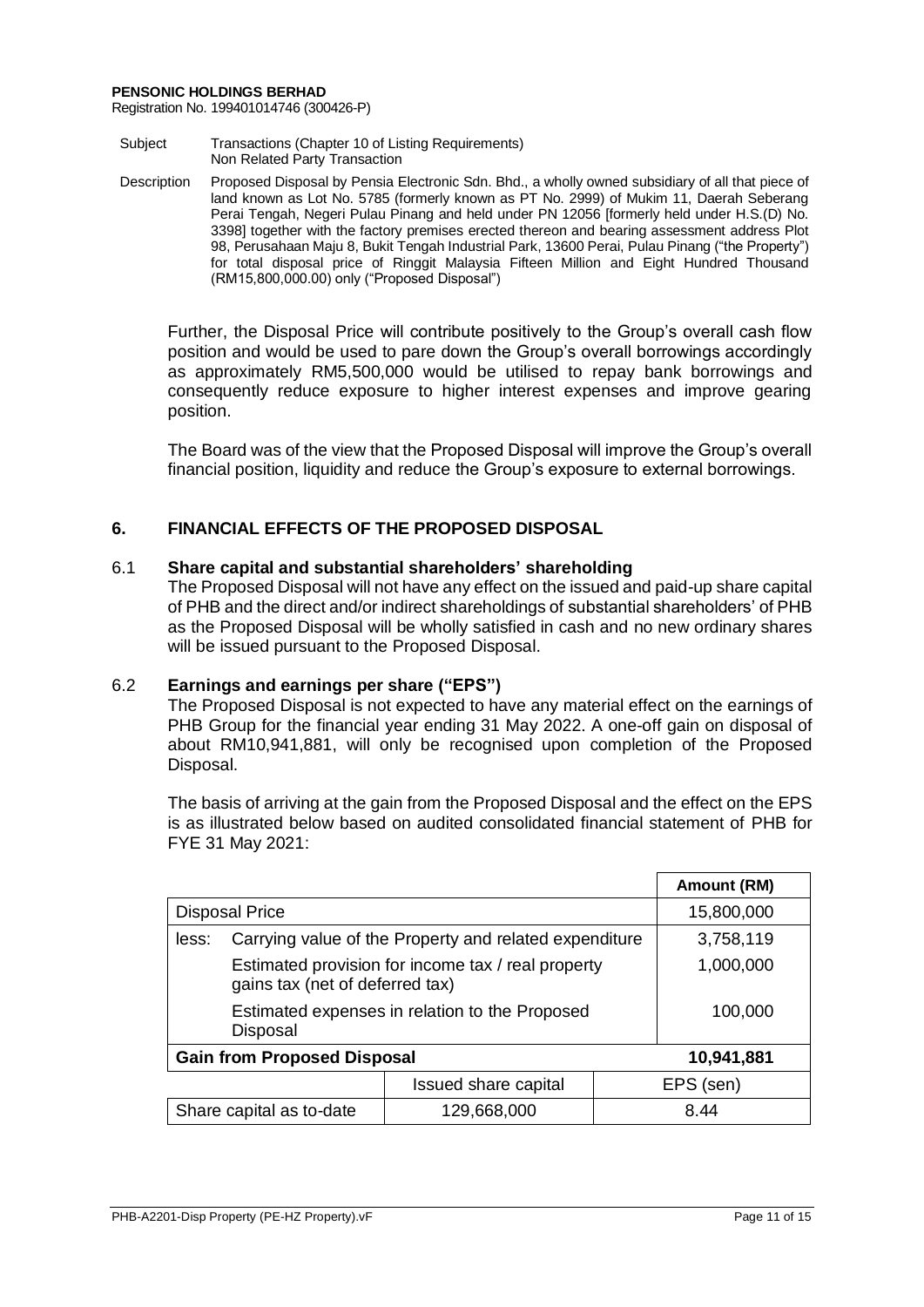Further, the Disposal Price will contribute positively to the Group's overall cash flow position and would be used to pare down the Group's overall borrowings accordingly as approximately RM5,500,000 would be utilised to repay bank borrowings and consequently reduce exposure to higher interest expenses and improve gearing position.

The Board was of the view that the Proposed Disposal will improve the Group's overall financial position, liquidity and reduce the Group's exposure to external borrowings.

## 6. FINANCIAL EFFECTS OF THE PROPOSED DISPOSAL

### 6.1 Share capital and substantial shareholders' shareholding

The Proposed Disposal will not have any effect on the issued and paid-up share capital of PHB and the direct and/or indirect shareholdings of substantial shareholders' of PHB as the Proposed Disposal will be wholly satisfied in cash and no new ordinary shares will be issued pursuant to the Proposed Disposal.

### 6.2 Earnings and earnings per share ("EPS")

The Proposed Disposal is not expected to have any material effect on the earnings of PHB Group for the financial year ending 31 May 2022. A one-off gain on disposal of about RM10,941,881, will only be recognised upon completion of the Proposed Disposal.

The basis of arriving at the gain from the Proposed Disposal and the effect on the EPS is as illustrated below based on audited consolidated financial statement of PHB for FYE 31 May 2021:

| | | Amount (RM) |
|---|---|---|
| Disposal Price | | 15,800,000 |
| less: | Carrying value of the Property and related expenditure | 3,758,119 |
| | Estimated provision for income tax / real property gains tax (net of deferred tax) | 1,000,000 |
| | Estimated expenses in relation to the Proposed Disposal | 100,000 |
| **Gain from Proposed Disposal** | | **10,941,881** |

| | Issued share capital | EPS (sen) |
|---|---|---|
| Share capital as to-date | 129,668,000 | 8.44 |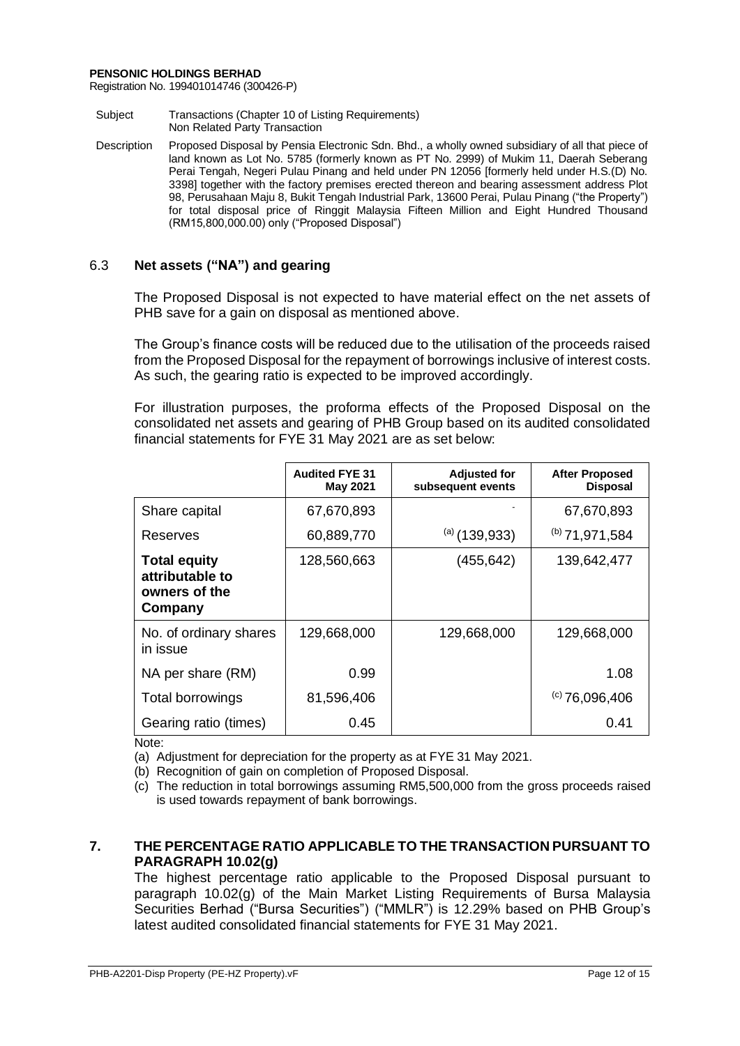**PENSONIC HOLDINGS BERHAD**
Registration No. 199401014746 (300426-P)

| | |
|---|---|
| Subject | Transactions (Chapter 10 of Listing Requirements) Non Related Party Transaction |
| Description | Proposed Disposal by Pensia Electronic Sdn. Bhd., a wholly owned subsidiary of all that piece of land known as Lot No. 5785 (formerly known as PT No. 2999) of Mukim 11, Daerah Seberang Perai Tengah, Negeri Pulau Pinang and held under PN 12056 [formerly held under H.S.(D) No. 3398] together with the factory premises erected thereon and bearing assessment address Plot 98, Perusahaan Maju 8, Bukit Tengah Industrial Park, 13600 Perai, Pulau Pinang ("the Property") for total disposal price of Ringgit Malaysia Fifteen Million and Eight Hundred Thousand (RM15,800,000.00) only ("Proposed Disposal") |

### 6.3 Net assets ("NA") and gearing

The Proposed Disposal is not expected to have material effect on the net assets of PHB save for a gain on disposal as mentioned above.

The Group's finance costs will be reduced due to the utilisation of the proceeds raised from the Proposed Disposal for the repayment of borrowings inclusive of interest costs. As such, the gearing ratio is expected to be improved accordingly.

For illustration purposes, the proforma effects of the Proposed Disposal on the consolidated net assets and gearing of PHB Group based on its audited consolidated financial statements for FYE 31 May 2021 are as set below:

| | Audited FYE 31 May 2021 | Adjusted for subsequent events | After Proposed Disposal |
|---|---|---|---|
| Share capital | 67,670,893 | - | 67,670,893 |
| Reserves | 60,889,770 | (a) (139,933) | (b) 71,971,584 |
| **Total equity attributable to owners of the Company** | 128,560,663 | (455,642) | 139,642,477 |
| No. of ordinary shares in issue | 129,668,000 | 129,668,000 | 129,668,000 |
| NA per share (RM) | 0.99 | | 1.08 |
| Total borrowings | 81,596,406 | | (c) 76,096,406 |
| Gearing ratio (times) | 0.45 | | 0.41 |

Note:

(a) Adjustment for depreciation for the property as at FYE 31 May 2021.

(b) Recognition of gain on completion of Proposed Disposal.

(c) The reduction in total borrowings assuming RM5,500,000 from the gross proceeds raised is used towards repayment of bank borrowings.

## 7. THE PERCENTAGE RATIO APPLICABLE TO THE TRANSACTION PURSUANT TO PARAGRAPH 10.02(g)

The highest percentage ratio applicable to the Proposed Disposal pursuant to paragraph 10.02(g) of the Main Market Listing Requirements of Bursa Malaysia Securities Berhad ("Bursa Securities") ("MMLR") is 12.29% based on PHB Group's latest audited consolidated financial statements for FYE 31 May 2021.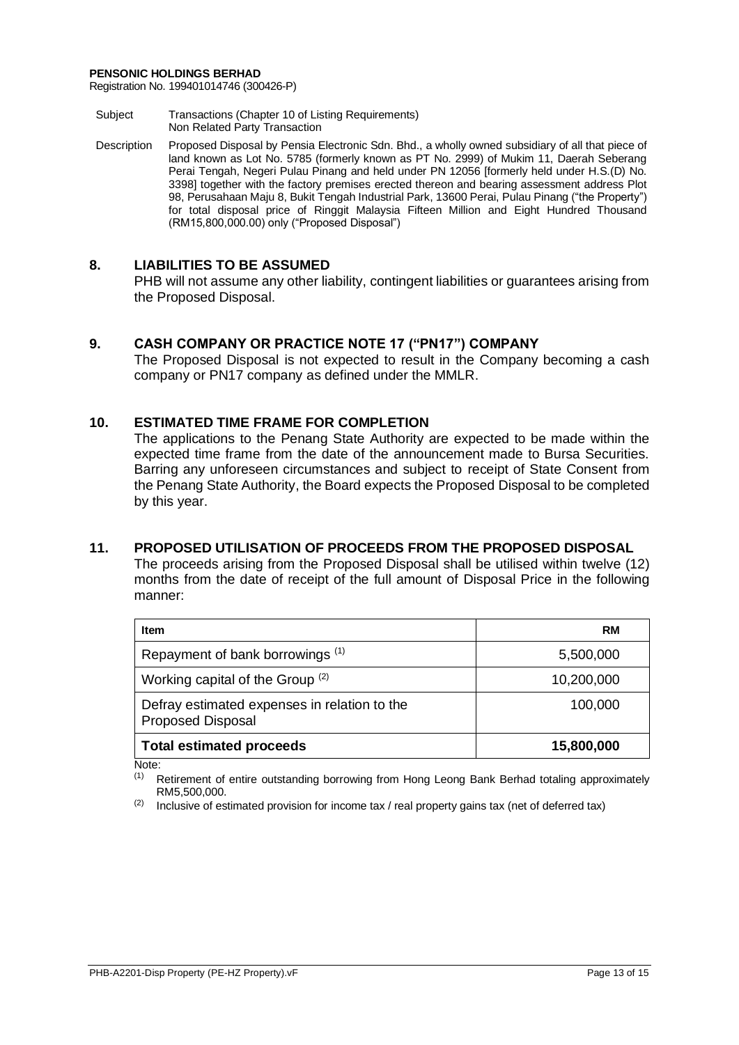**PENSONIC HOLDINGS BERHAD**
Registration No. 199401014746 (300426-P)

| | |
|---|---|
| Subject | Transactions (Chapter 10 of Listing Requirements) Non Related Party Transaction |
| Description | Proposed Disposal by Pensia Electronic Sdn. Bhd., a wholly owned subsidiary of all that piece of land known as Lot No. 5785 (formerly known as PT No. 2999) of Mukim 11, Daerah Seberang Perai Tengah, Negeri Pulau Pinang and held under PN 12056 [formerly held under H.S.(D) No. 3398] together with the factory premises erected thereon and bearing assessment address Plot 98, Perusahaan Maju 8, Bukit Tengah Industrial Park, 13600 Perai, Pulau Pinang ("the Property") for total disposal price of Ringgit Malaysia Fifteen Million and Eight Hundred Thousand (RM15,800,000.00) only ("Proposed Disposal") |

## 8. LIABILITIES TO BE ASSUMED

PHB will not assume any other liability, contingent liabilities or guarantees arising from the Proposed Disposal.

## 9. CASH COMPANY OR PRACTICE NOTE 17 ("PN17") COMPANY

The Proposed Disposal is not expected to result in the Company becoming a cash company or PN17 company as defined under the MMLR.

## 10. ESTIMATED TIME FRAME FOR COMPLETION

The applications to the Penang State Authority are expected to be made within the expected time frame from the date of the announcement made to Bursa Securities. Barring any unforeseen circumstances and subject to receipt of State Consent from the Penang State Authority, the Board expects the Proposed Disposal to be completed by this year.

## 11. PROPOSED UTILISATION OF PROCEEDS FROM THE PROPOSED DISPOSAL

The proceeds arising from the Proposed Disposal shall be utilised within twelve (12) months from the date of receipt of the full amount of Disposal Price in the following manner:

| Item | RM |
|---|---|
| Repayment of bank borrowings (1) | 5,500,000 |
| Working capital of the Group (2) | 10,200,000 |
| Defray estimated expenses in relation to the Proposed Disposal | 100,000 |
| **Total estimated proceeds** | **15,800,000** |

Note:

(1) Retirement of entire outstanding borrowing from Hong Leong Bank Berhad totaling approximately RM5,500,000.

(2) Inclusive of estimated provision for income tax / real property gains tax (net of deferred tax)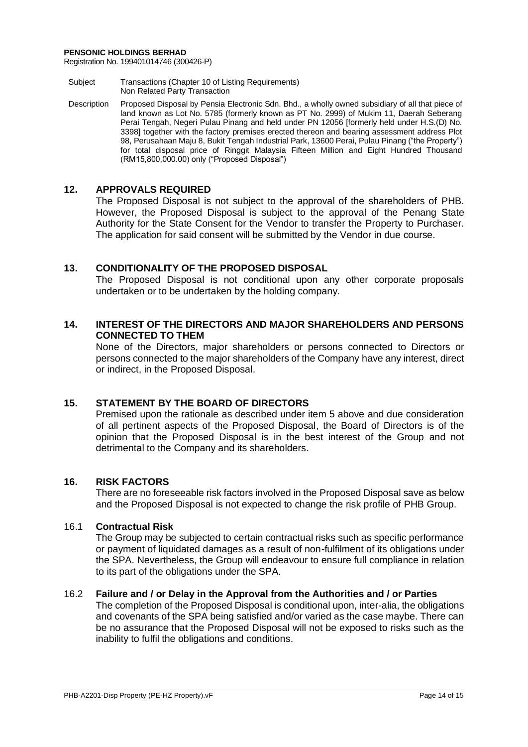**PENSONIC HOLDINGS BERHAD**
Registration No. 199401014746 (300426-P)

| | |
|---|---|
| Subject | Transactions (Chapter 10 of Listing Requirements)<br>Non Related Party Transaction |
| Description | Proposed Disposal by Pensia Electronic Sdn. Bhd., a wholly owned subsidiary of all that piece of land known as Lot No. 5785 (formerly known as PT No. 2999) of Mukim 11, Daerah Seberang Perai Tengah, Negeri Pulau Pinang and held under PN 12056 [formerly held under H.S.(D) No. 3398] together with the factory premises erected thereon and bearing assessment address Plot 98, Perusahaan Maju 8, Bukit Tengah Industrial Park, 13600 Perai, Pulau Pinang ("the Property") for total disposal price of Ringgit Malaysia Fifteen Million and Eight Hundred Thousand (RM15,800,000.00) only ("Proposed Disposal") |

## 12. APPROVALS REQUIRED

The Proposed Disposal is not subject to the approval of the shareholders of PHB. However, the Proposed Disposal is subject to the approval of the Penang State Authority for the State Consent for the Vendor to transfer the Property to Purchaser. The application for said consent will be submitted by the Vendor in due course.

## 13. CONDITIONALITY OF THE PROPOSED DISPOSAL

The Proposed Disposal is not conditional upon any other corporate proposals undertaken or to be undertaken by the holding company.

## 14. INTEREST OF THE DIRECTORS AND MAJOR SHAREHOLDERS AND PERSONS CONNECTED TO THEM

None of the Directors, major shareholders or persons connected to Directors or persons connected to the major shareholders of the Company have any interest, direct or indirect, in the Proposed Disposal.

## 15. STATEMENT BY THE BOARD OF DIRECTORS

Premised upon the rationale as described under item 5 above and due consideration of all pertinent aspects of the Proposed Disposal, the Board of Directors is of the opinion that the Proposed Disposal is in the best interest of the Group and not detrimental to the Company and its shareholders.

## 16. RISK FACTORS

There are no foreseeable risk factors involved in the Proposed Disposal save as below and the Proposed Disposal is not expected to change the risk profile of PHB Group.

### 16.1 Contractual Risk

The Group may be subjected to certain contractual risks such as specific performance or payment of liquidated damages as a result of non-fulfilment of its obligations under the SPA. Nevertheless, the Group will endeavour to ensure full compliance in relation to its part of the obligations under the SPA.

### 16.2 Failure and / or Delay in the Approval from the Authorities and / or Parties

The completion of the Proposed Disposal is conditional upon, inter-alia, the obligations and covenants of the SPA being satisfied and/or varied as the case maybe. There can be no assurance that the Proposed Disposal will not be exposed to risks such as the inability to fulfil the obligations and conditions.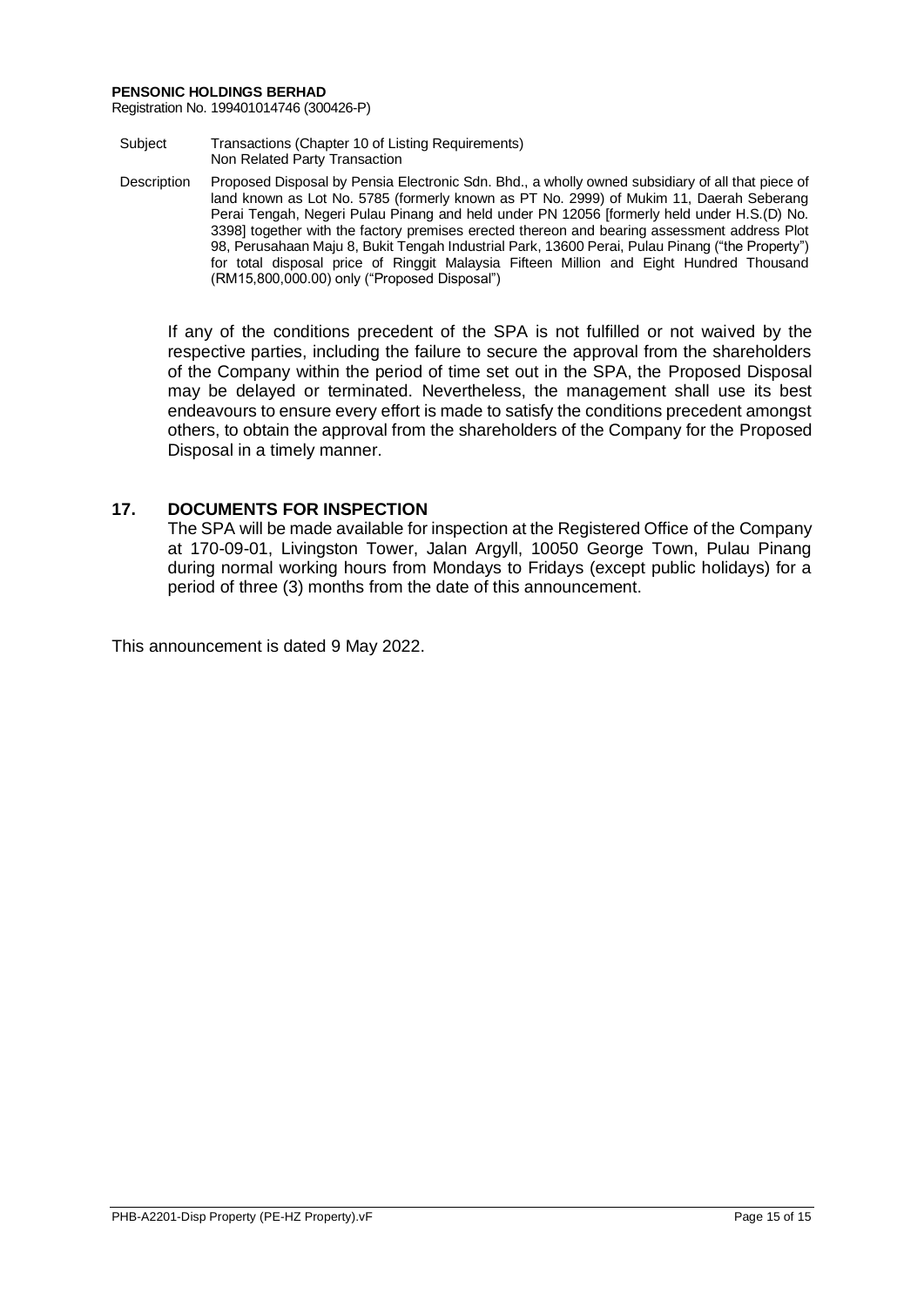**PENSONIC HOLDINGS BERHAD**
Registration No. 199401014746 (300426-P)

| | |
|---|---|
| Subject | Transactions (Chapter 10 of Listing Requirements) Non Related Party Transaction |
| Description | Proposed Disposal by Pensia Electronic Sdn. Bhd., a wholly owned subsidiary of all that piece of land known as Lot No. 5785 (formerly known as PT No. 2999) of Mukim 11, Daerah Seberang Perai Tengah, Negeri Pulau Pinang and held under PN 12056 [formerly held under H.S.(D) No. 3398] together with the factory premises erected thereon and bearing assessment address Plot 98, Perusahaan Maju 8, Bukit Tengah Industrial Park, 13600 Perai, Pulau Pinang ("the Property") for total disposal price of Ringgit Malaysia Fifteen Million and Eight Hundred Thousand (RM15,800,000.00) only ("Proposed Disposal") |

If any of the conditions precedent of the SPA is not fulfilled or not waived by the respective parties, including the failure to secure the approval from the shareholders of the Company within the period of time set out in the SPA, the Proposed Disposal may be delayed or terminated. Nevertheless, the management shall use its best endeavours to ensure every effort is made to satisfy the conditions precedent amongst others, to obtain the approval from the shareholders of the Company for the Proposed Disposal in a timely manner.

## 17. DOCUMENTS FOR INSPECTION

The SPA will be made available for inspection at the Registered Office of the Company at 170-09-01, Livingston Tower, Jalan Argyll, 10050 George Town, Pulau Pinang during normal working hours from Mondays to Fridays (except public holidays) for a period of three (3) months from the date of this announcement.

This announcement is dated 9 May 2022.